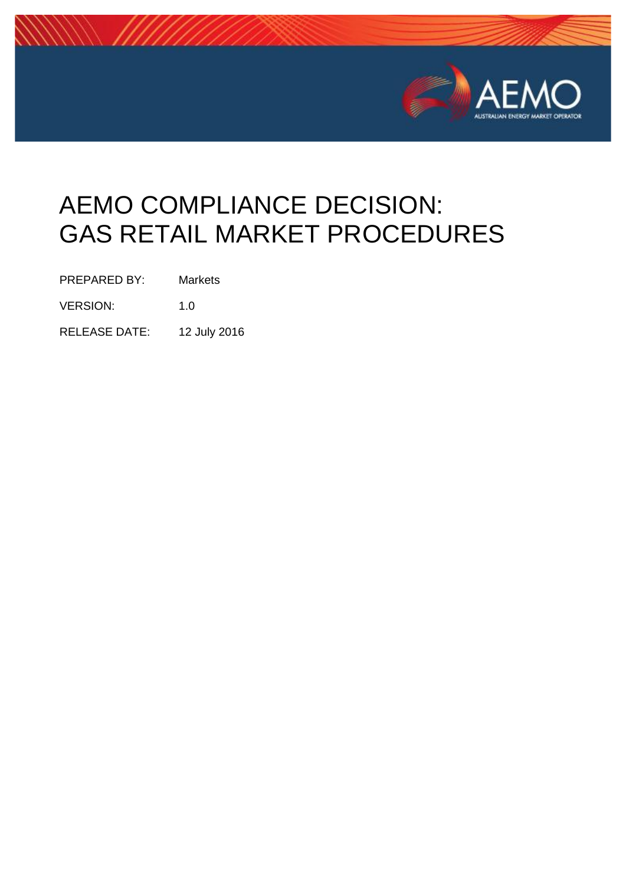# AEMO COMPLIANCE DECISION: GAS RETAIL MARKET PROCEDURES

| | |
|---|---|
| PREPARED BY: | Markets |
| VERSION: | 1.0 |
| RELEASE DATE: | 12 July 2016 |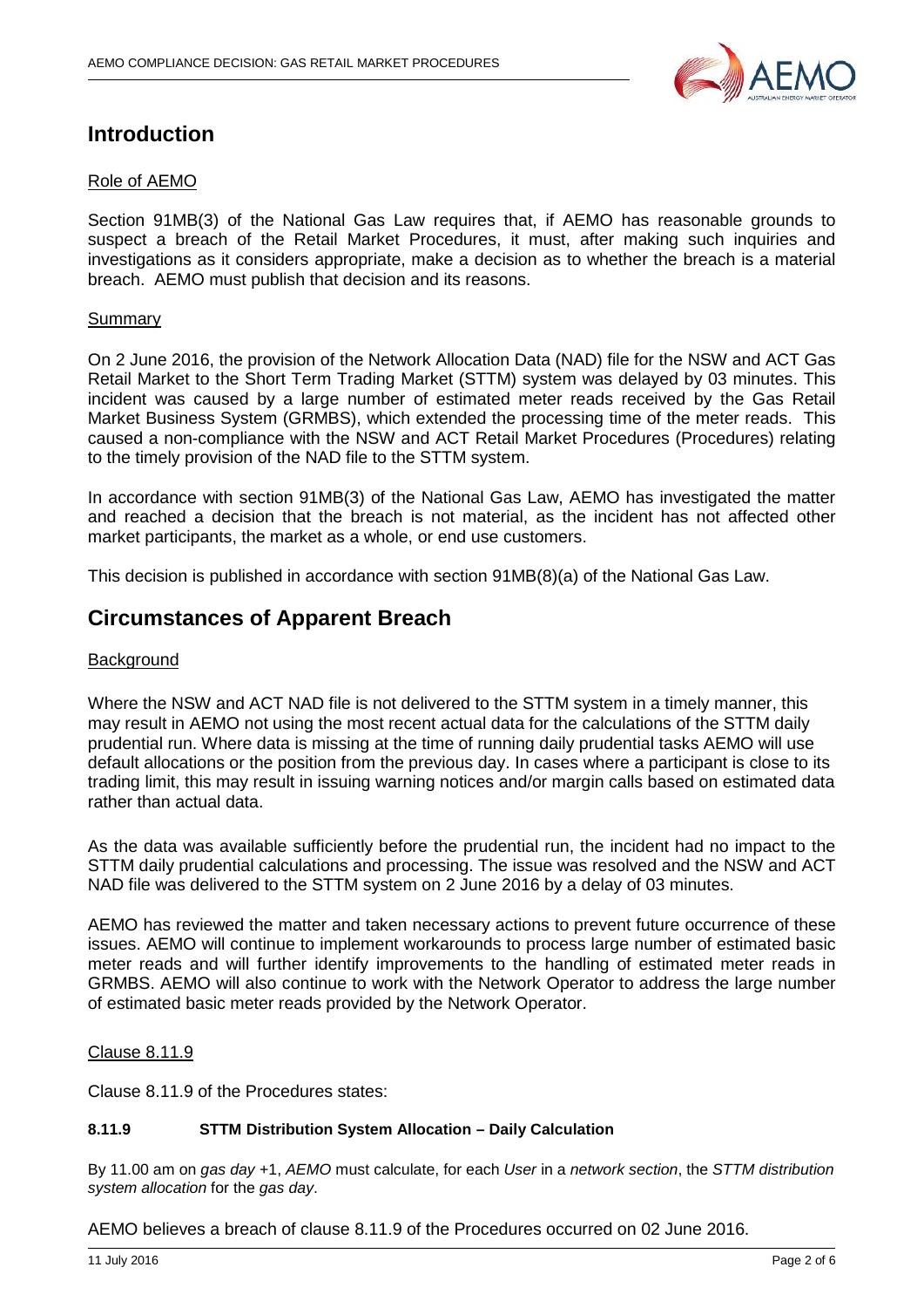# Introduction

## Role of AEMO

Section 91MB(3) of the National Gas Law requires that, if AEMO has reasonable grounds to suspect a breach of the Retail Market Procedures, it must, after making such inquiries and investigations as it considers appropriate, make a decision as to whether the breach is a material breach. AEMO must publish that decision and its reasons.

## Summary

On 2 June 2016, the provision of the Network Allocation Data (NAD) file for the NSW and ACT Gas Retail Market to the Short Term Trading Market (STTM) system was delayed by 03 minutes. This incident was caused by a large number of estimated meter reads received by the Gas Retail Market Business System (GRMBS), which extended the processing time of the meter reads. This caused a non-compliance with the NSW and ACT Retail Market Procedures (Procedures) relating to the timely provision of the NAD file to the STTM system.

In accordance with section 91MB(3) of the National Gas Law, AEMO has investigated the matter and reached a decision that the breach is not material, as the incident has not affected other market participants, the market as a whole, or end use customers.

This decision is published in accordance with section 91MB(8)(a) of the National Gas Law.

# Circumstances of Apparent Breach

## Background

Where the NSW and ACT NAD file is not delivered to the STTM system in a timely manner, this may result in AEMO not using the most recent actual data for the calculations of the STTM daily prudential run. Where data is missing at the time of running daily prudential tasks AEMO will use default allocations or the position from the previous day. In cases where a participant is close to its trading limit, this may result in issuing warning notices and/or margin calls based on estimated data rather than actual data.

As the data was available sufficiently before the prudential run, the incident had no impact to the STTM daily prudential calculations and processing. The issue was resolved and the NSW and ACT NAD file was delivered to the STTM system on 2 June 2016 by a delay of 03 minutes.

AEMO has reviewed the matter and taken necessary actions to prevent future occurrence of these issues. AEMO will continue to implement workarounds to process large number of estimated basic meter reads and will further identify improvements to the handling of estimated meter reads in GRMBS. AEMO will also continue to work with the Network Operator to address the large number of estimated basic meter reads provided by the Network Operator.

## Clause 8.11.9

Clause 8.11.9 of the Procedures states:

**8.11.9 STTM Distribution System Allocation – Daily Calculation**

By 11.00 am on *gas day* +1, *AEMO* must calculate, for each *User* in a *network section*, the *STTM distribution system allocation* for the *gas day*.

AEMO believes a breach of clause 8.11.9 of the Procedures occurred on 02 June 2016.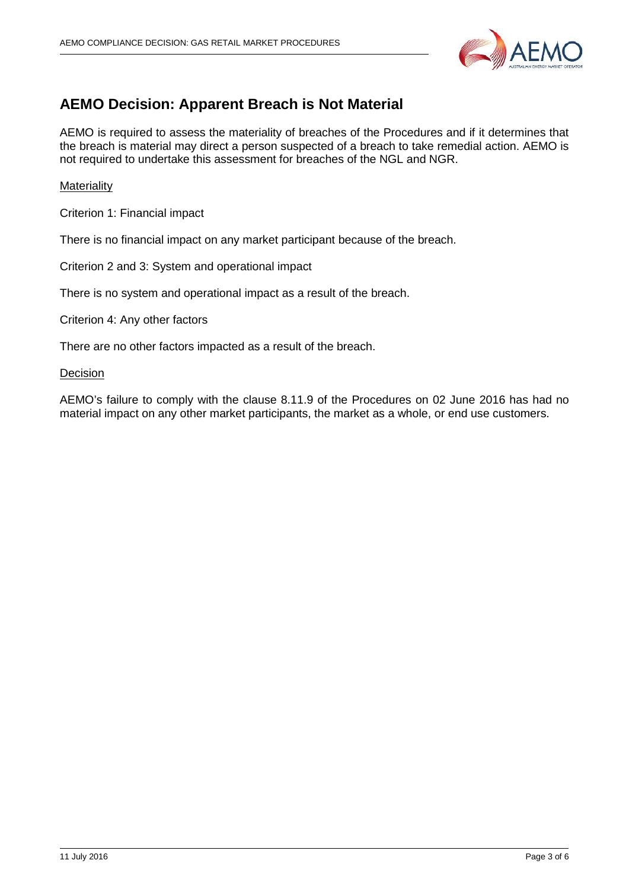## AEMO Decision: Apparent Breach is Not Material

AEMO is required to assess the materiality of breaches of the Procedures and if it determines that the breach is material may direct a person suspected of a breach to take remedial action. AEMO is not required to undertake this assessment for breaches of the NGL and NGR.

Materiality

Criterion 1: Financial impact

There is no financial impact on any market participant because of the breach.

Criterion 2 and 3: System and operational impact

There is no system and operational impact as a result of the breach.

Criterion 4: Any other factors

There are no other factors impacted as a result of the breach.

Decision

AEMO's failure to comply with the clause 8.11.9 of the Procedures on 02 June 2016 has had no material impact on any other market participants, the market as a whole, or end use customers.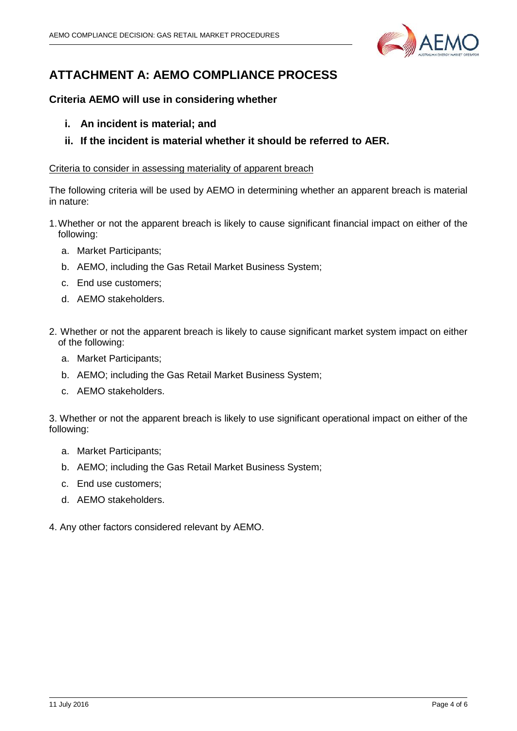# ATTACHMENT A: AEMO COMPLIANCE PROCESS

## Criteria AEMO will use in considering whether

**i. An incident is material; and**

**ii. If the incident is material whether it should be referred to AER.**

Criteria to consider in assessing materiality of apparent breach

The following criteria will be used by AEMO in determining whether an apparent breach is material in nature:

1. Whether or not the apparent breach is likely to cause significant financial impact on either of the following:
   a. Market Participants;
   b. AEMO, including the Gas Retail Market Business System;
   c. End use customers;
   d. AEMO stakeholders.

2. Whether or not the apparent breach is likely to cause significant market system impact on either of the following:
   a. Market Participants;
   b. AEMO; including the Gas Retail Market Business System;
   c. AEMO stakeholders.

3. Whether or not the apparent breach is likely to use significant operational impact on either of the following:
   a. Market Participants;
   b. AEMO; including the Gas Retail Market Business System;
   c. End use customers;
   d. AEMO stakeholders.

4. Any other factors considered relevant by AEMO.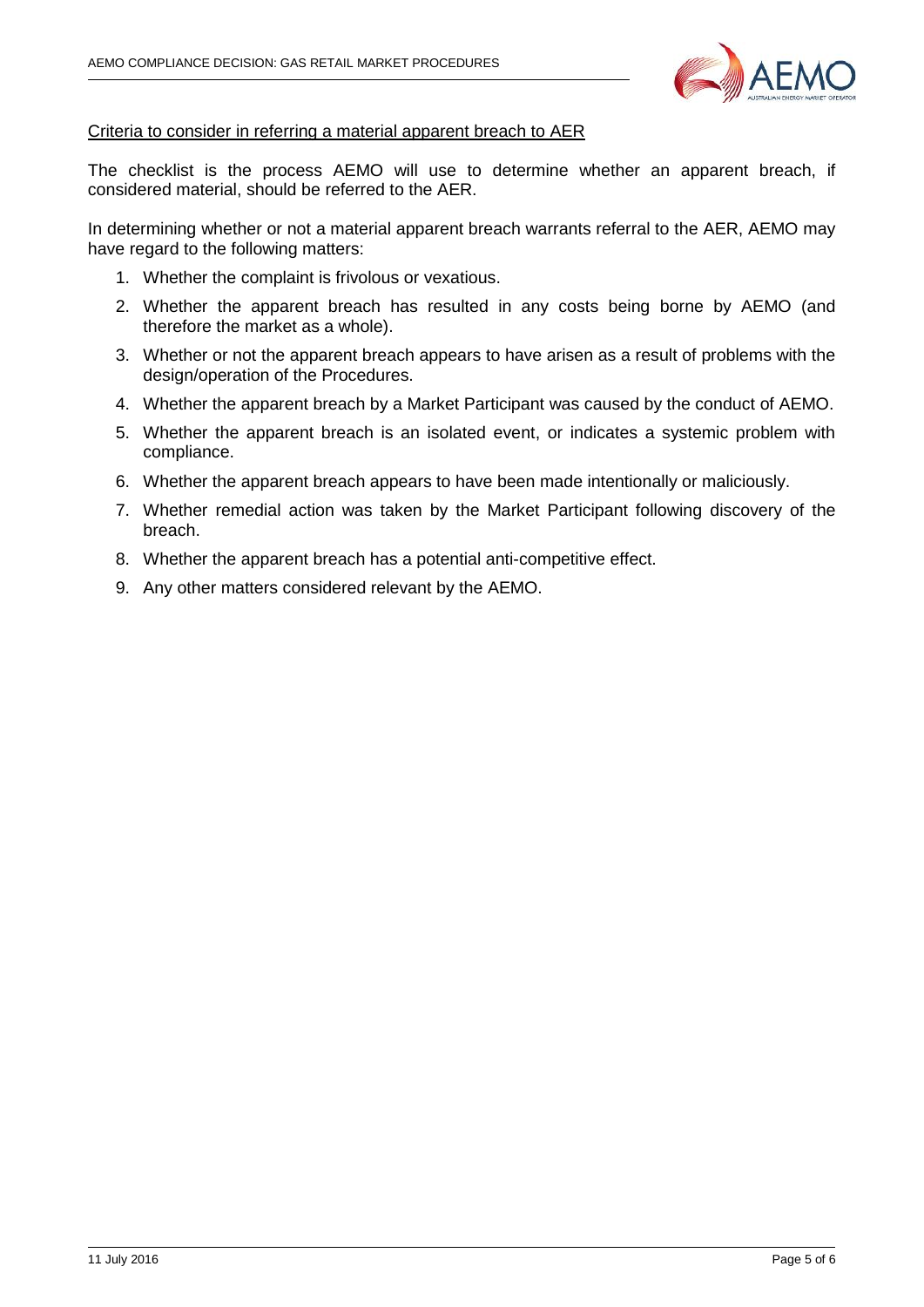<u>Criteria to consider in referring a material apparent breach to AER</u>

The checklist is the process AEMO will use to determine whether an apparent breach, if considered material, should be referred to the AER.

In determining whether or not a material apparent breach warrants referral to the AER, AEMO may have regard to the following matters:

1. Whether the complaint is frivolous or vexatious.
2. Whether the apparent breach has resulted in any costs being borne by AEMO (and therefore the market as a whole).
3. Whether or not the apparent breach appears to have arisen as a result of problems with the design/operation of the Procedures.
4. Whether the apparent breach by a Market Participant was caused by the conduct of AEMO.
5. Whether the apparent breach is an isolated event, or indicates a systemic problem with compliance.
6. Whether the apparent breach appears to have been made intentionally or maliciously.
7. Whether remedial action was taken by the Market Participant following discovery of the breach.
8. Whether the apparent breach has a potential anti-competitive effect.
9. Any other matters considered relevant by the AEMO.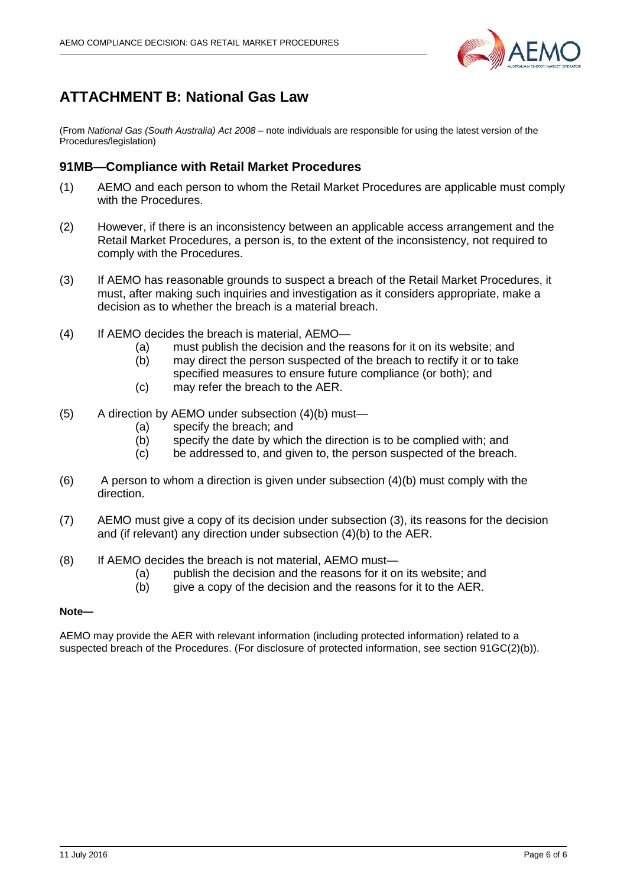# ATTACHMENT B: National Gas Law

(From *National Gas (South Australia) Act 2008* – note individuals are responsible for using the latest version of the Procedures/legislation)

## 91MB—Compliance with Retail Market Procedures

(1) AEMO and each person to whom the Retail Market Procedures are applicable must comply with the Procedures.

(2) However, if there is an inconsistency between an applicable access arrangement and the Retail Market Procedures, a person is, to the extent of the inconsistency, not required to comply with the Procedures.

(3) If AEMO has reasonable grounds to suspect a breach of the Retail Market Procedures, it must, after making such inquiries and investigation as it considers appropriate, make a decision as to whether the breach is a material breach.

(4) If AEMO decides the breach is material, AEMO—
- (a) must publish the decision and the reasons for it on its website; and
- (b) may direct the person suspected of the breach to rectify it or to take specified measures to ensure future compliance (or both); and
- (c) may refer the breach to the AER.

(5) A direction by AEMO under subsection (4)(b) must—
- (a) specify the breach; and
- (b) specify the date by which the direction is to be complied with; and
- (c) be addressed to, and given to, the person suspected of the breach.

(6) A person to whom a direction is given under subsection (4)(b) must comply with the direction.

(7) AEMO must give a copy of its decision under subsection (3), its reasons for the decision and (if relevant) any direction under subsection (4)(b) to the AER.

(8) If AEMO decides the breach is not material, AEMO must—
- (a) publish the decision and the reasons for it on its website; and
- (b) give a copy of the decision and the reasons for it to the AER.

**Note—**

AEMO may provide the AER with relevant information (including protected information) related to a suspected breach of the Procedures. (For disclosure of protected information, see section 91GC(2)(b)).